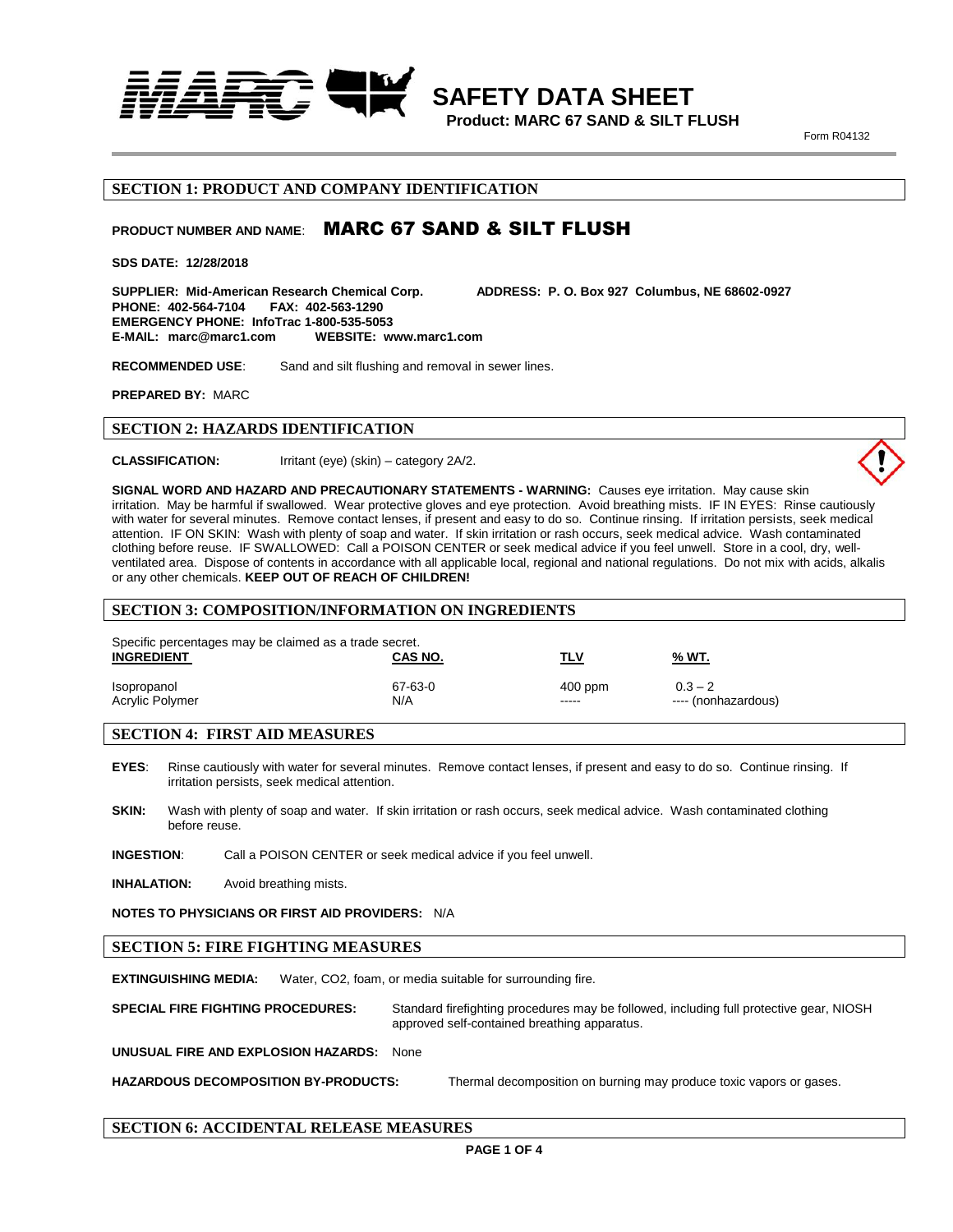# SAFETY DATA SHEET

**Product: MARC 67 SAND & SILT FLUSH**

Form R04132

## SECTION 1: PRODUCT AND COMPANY IDENTIFICATION

**PRODUCT NUMBER AND NAME**: **MARC 67 SAND & SILT FLUSH**

**SDS DATE: 12/28/2018**

**SUPPLIER: Mid-American Research Chemical Corp.** **ADDRESS: P. O. Box 927 Columbus, NE 68602-0927**
**PHONE: 402-564-7104** **FAX: 402-563-1290**
**EMERGENCY PHONE: InfoTrac 1-800-535-5053**
**E-MAIL: marc@marc1.com** **WEBSITE: www.marc1.com**

**RECOMMENDED USE**: Sand and silt flushing and removal in sewer lines.

**PREPARED BY:** MARC

## SECTION 2: HAZARDS IDENTIFICATION

**CLASSIFICATION:** Irritant (eye) (skin) – category 2A/2.

**SIGNAL WORD AND HAZARD AND PRECAUTIONARY STATEMENTS - WARNING:** Causes eye irritation. May cause skin irritation. May be harmful if swallowed. Wear protective gloves and eye protection. Avoid breathing mists. IF IN EYES: Rinse cautiously with water for several minutes. Remove contact lenses, if present and easy to do so. Continue rinsing. If irritation persists, seek medical attention. IF ON SKIN: Wash with plenty of soap and water. If skin irritation or rash occurs, seek medical advice. Wash contaminated clothing before reuse. IF SWALLOWED: Call a POISON CENTER or seek medical advice if you feel unwell. Store in a cool, dry, well-ventilated area. Dispose of contents in accordance with all applicable local, regional and national regulations. Do not mix with acids, alkalis or any other chemicals. **KEEP OUT OF REACH OF CHILDREN!**

## SECTION 3: COMPOSITION/INFORMATION ON INGREDIENTS

Specific percentages may be claimed as a trade secret.

| INGREDIENT | CAS NO. | TLV | % WT. |
|---|---|---|---|
| Isopropanol | 67-63-0 | 400 ppm | 0.3 – 2 |
| Acrylic Polymer | N/A | ----- | ---- (nonhazardous) |

## SECTION 4: FIRST AID MEASURES

**EYES**: Rinse cautiously with water for several minutes. Remove contact lenses, if present and easy to do so. Continue rinsing. If irritation persists, seek medical attention.

**SKIN:** Wash with plenty of soap and water. If skin irritation or rash occurs, seek medical advice. Wash contaminated clothing before reuse.

**INGESTION**: Call a POISON CENTER or seek medical advice if you feel unwell.

**INHALATION:** Avoid breathing mists.

**NOTES TO PHYSICIANS OR FIRST AID PROVIDERS:** N/A

## SECTION 5: FIRE FIGHTING MEASURES

**EXTINGUISHING MEDIA:** Water, CO2, foam, or media suitable for surrounding fire.

**SPECIAL FIRE FIGHTING PROCEDURES:** Standard firefighting procedures may be followed, including full protective gear, NIOSH approved self-contained breathing apparatus.

**UNUSUAL FIRE AND EXPLOSION HAZARDS:** None

**HAZARDOUS DECOMPOSITION BY-PRODUCTS:** Thermal decomposition on burning may produce toxic vapors or gases.

## SECTION 6: ACCIDENTAL RELEASE MEASURES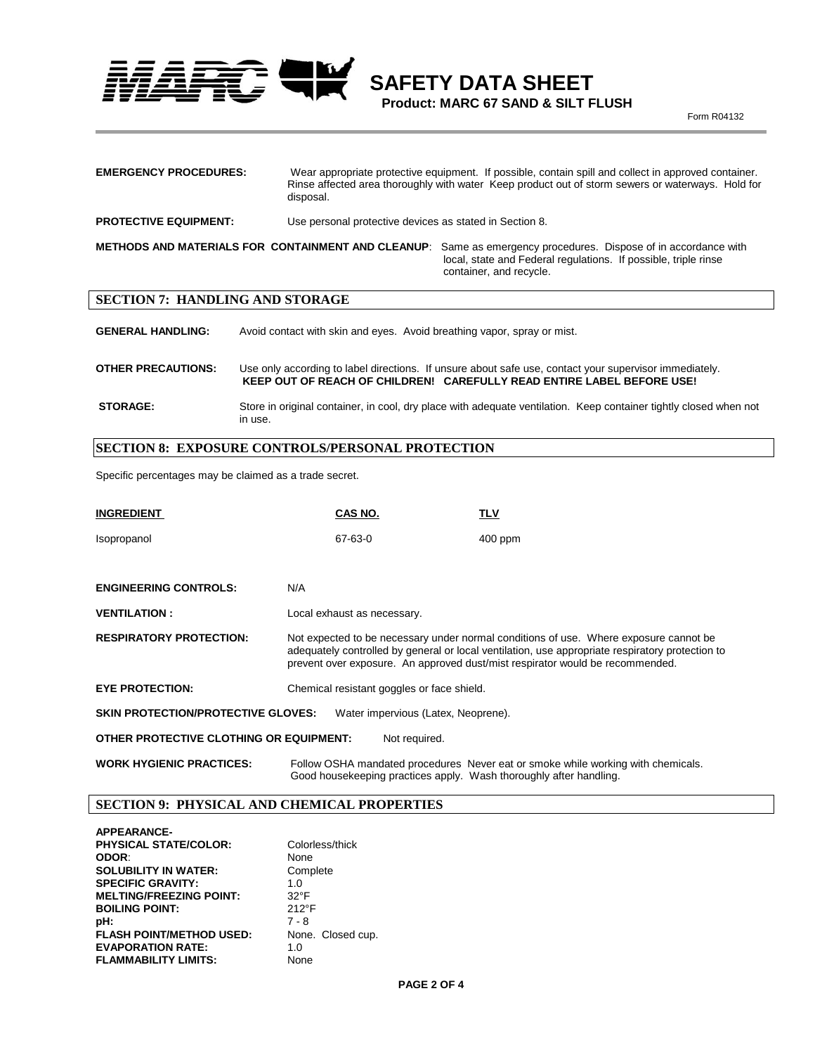**EMERGENCY PROCEDURES:** Wear appropriate protective equipment. If possible, contain spill and collect in approved container. Rinse affected area thoroughly with water Keep product out of storm sewers or waterways. Hold for disposal.

**PROTECTIVE EQUIPMENT:** Use personal protective devices as stated in Section 8.

**METHODS AND MATERIALS FOR CONTAINMENT AND CLEANUP**: Same as emergency procedures. Dispose of in accordance with local, state and Federal regulations. If possible, triple rinse container, and recycle.

## SECTION 7: HANDLING AND STORAGE

**GENERAL HANDLING:** Avoid contact with skin and eyes. Avoid breathing vapor, spray or mist.

**OTHER PRECAUTIONS:** Use only according to label directions. If unsure about safe use, contact your supervisor immediately. **KEEP OUT OF REACH OF CHILDREN! CAREFULLY READ ENTIRE LABEL BEFORE USE!**

**STORAGE:** Store in original container, in cool, dry place with adequate ventilation. Keep container tightly closed when not in use.

## SECTION 8: EXPOSURE CONTROLS/PERSONAL PROTECTION

Specific percentages may be claimed as a trade secret.

| INGREDIENT | CAS NO. | TLV |
|---|---|---|
| Isopropanol | 67-63-0 | 400 ppm |

**ENGINEERING CONTROLS:** N/A

**VENTILATION :** Local exhaust as necessary.

**RESPIRATORY PROTECTION:** Not expected to be necessary under normal conditions of use. Where exposure cannot be adequately controlled by general or local ventilation, use appropriate respiratory protection to prevent over exposure. An approved dust/mist respirator would be recommended.

**EYE PROTECTION:** Chemical resistant goggles or face shield.

**SKIN PROTECTION/PROTECTIVE GLOVES:** Water impervious (Latex, Neoprene).

**OTHER PROTECTIVE CLOTHING OR EQUIPMENT:** Not required.

**WORK HYGIENIC PRACTICES:** Follow OSHA mandated procedures Never eat or smoke while working with chemicals. Good housekeeping practices apply. Wash thoroughly after handling.

## SECTION 9: PHYSICAL AND CHEMICAL PROPERTIES

**APPEARANCE-**
**PHYSICAL STATE/COLOR:** Colorless/thick
**ODOR**: None
**SOLUBILITY IN WATER:** Complete
**SPECIFIC GRAVITY:** 1.0
**MELTING/FREEZING POINT:** 32°F
**BOILING POINT:** 212°F
**pH:** 7 - 8
**FLASH POINT/METHOD USED:** None. Closed cup.
**EVAPORATION RATE:** 1.0
**FLAMMABILITY LIMITS:** None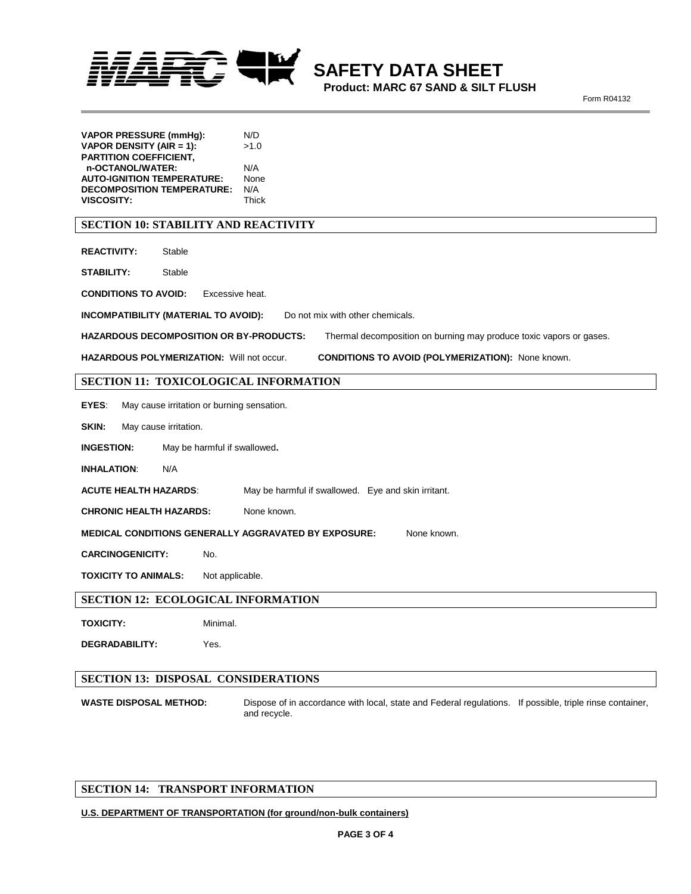| | |
|---|---|
| **VAPOR PRESSURE (mmHg):** | N/D |
| **VAPOR DENSITY (AIR = 1):** | >1.0 |
| **PARTITION COEFFICIENT, n-OCTANOL/WATER:** | N/A |
| **AUTO-IGNITION TEMPERATURE:** | None |
| **DECOMPOSITION TEMPERATURE:** | N/A |
| **VISCOSITY:** | Thick |

## SECTION 10: STABILITY AND REACTIVITY

**REACTIVITY:** Stable

**STABILITY:** Stable

**CONDITIONS TO AVOID:** Excessive heat.

**INCOMPATIBILITY (MATERIAL TO AVOID):** Do not mix with other chemicals.

**HAZARDOUS DECOMPOSITION OR BY-PRODUCTS:** Thermal decomposition on burning may produce toxic vapors or gases.

**HAZARDOUS POLYMERIZATION:** Will not occur. **CONDITIONS TO AVOID (POLYMERIZATION):** None known.

## SECTION 11: TOXICOLOGICAL INFORMATION

**EYES**: May cause irritation or burning sensation.

**SKIN:** May cause irritation.

**INGESTION:** May be harmful if swallowed**.**

**INHALATION**: N/A

**ACUTE HEALTH HAZARDS**: May be harmful if swallowed. Eye and skin irritant.

**CHRONIC HEALTH HAZARDS:** None known.

**MEDICAL CONDITIONS GENERALLY AGGRAVATED BY EXPOSURE:** None known.

**CARCINOGENICITY:** No.

**TOXICITY TO ANIMALS:** Not applicable.

## SECTION 12: ECOLOGICAL INFORMATION

**TOXICITY:** Minimal.

**DEGRADABILITY:** Yes.

## SECTION 13: DISPOSAL CONSIDERATIONS

**WASTE DISPOSAL METHOD:** Dispose of in accordance with local, state and Federal regulations. If possible, triple rinse container, and recycle.

## SECTION 14: TRANSPORT INFORMATION

**U.S. DEPARTMENT OF TRANSPORTATION (for ground/non-bulk containers)**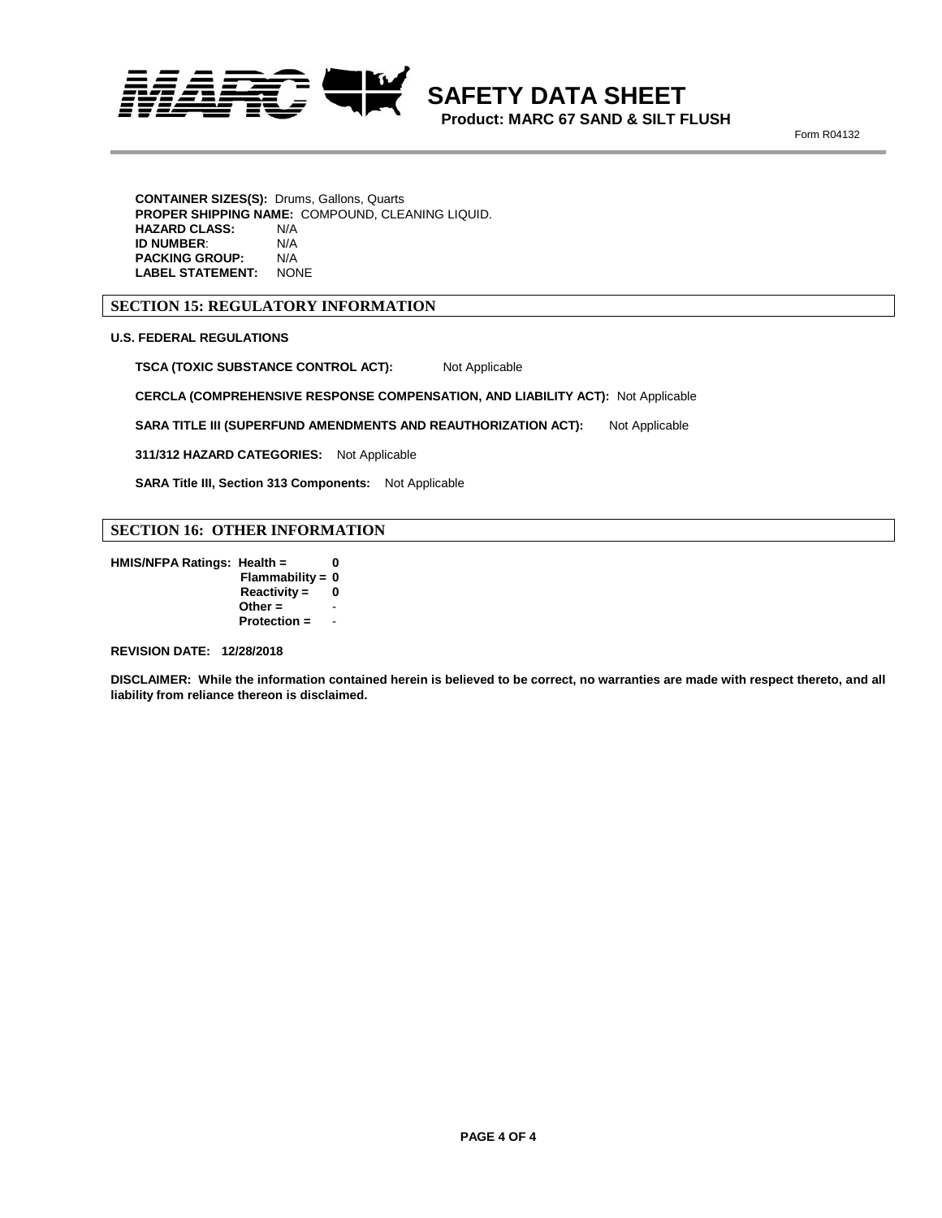**CONTAINER SIZES(S):** Drums, Gallons, Quarts
**PROPER SHIPPING NAME:** COMPOUND, CLEANING LIQUID.
**HAZARD CLASS:** N/A
**ID NUMBER**: N/A
**PACKING GROUP:** N/A
**LABEL STATEMENT:** NONE

## SECTION 15: REGULATORY INFORMATION

**U.S. FEDERAL REGULATIONS**

**TSCA (TOXIC SUBSTANCE CONTROL ACT):** Not Applicable

**CERCLA (COMPREHENSIVE RESPONSE COMPENSATION, AND LIABILITY ACT):** Not Applicable

**SARA TITLE III (SUPERFUND AMENDMENTS AND REAUTHORIZATION ACT):** Not Applicable

**311/312 HAZARD CATEGORIES:** Not Applicable

**SARA Title III, Section 313 Components:** Not Applicable

## SECTION 16: OTHER INFORMATION

**HMIS/NFPA Ratings:**
**Health = 0**
**Flammability = 0**
**Reactivity = 0**
**Other =** -
**Protection =** -

**REVISION DATE: 12/28/2018**

**DISCLAIMER: While the information contained herein is believed to be correct, no warranties are made with respect thereto, and all liability from reliance thereon is disclaimed.**